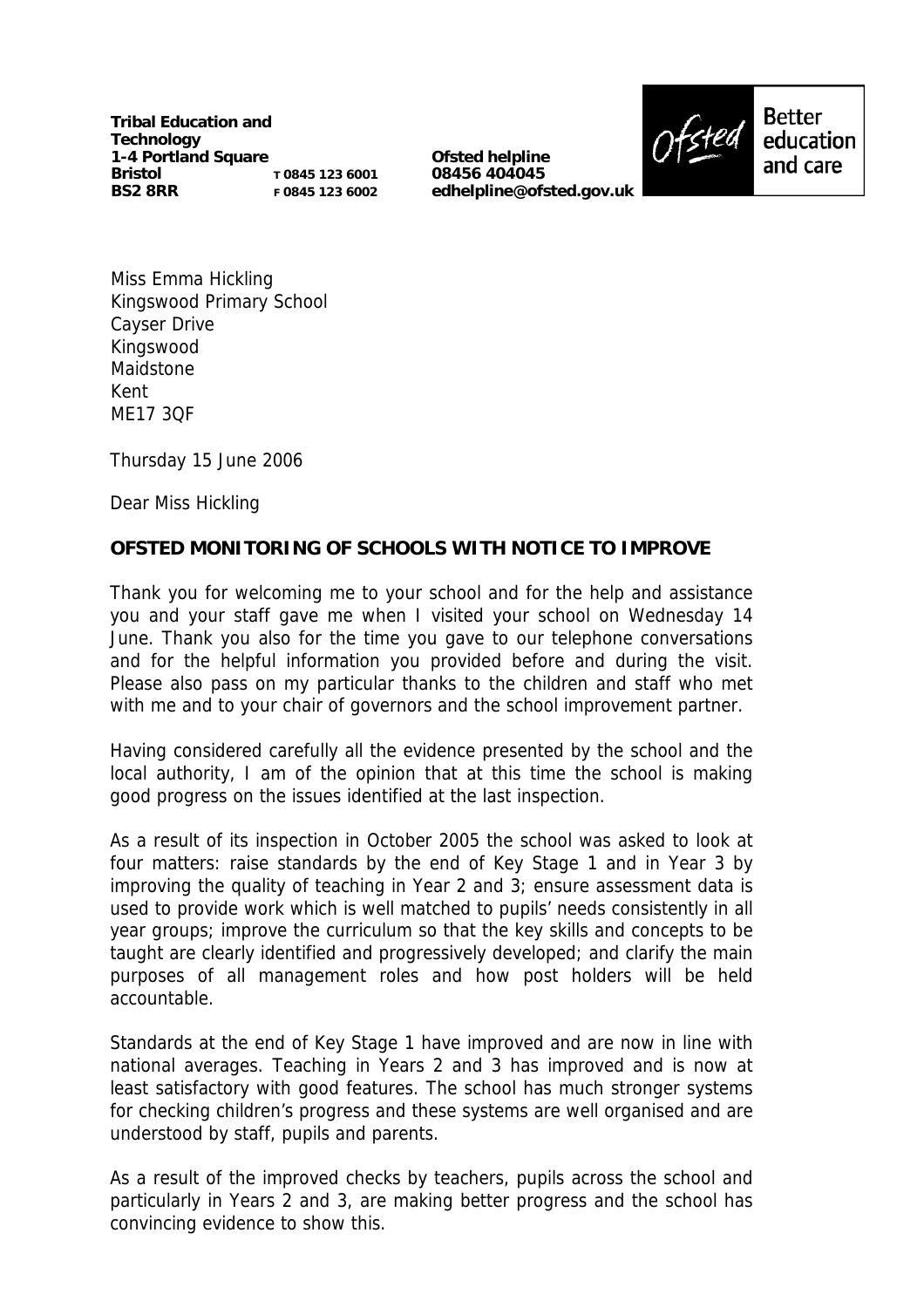**Tribal Education and Technology**
**1-4 Portland Square**
**Bristol** T 0845 123 6001
**BS2 8RR** F 0845 123 6002

**Ofsted helpline**
**08456 404045**
**edhelpline@ofsted.gov.uk**

Ofsted Better education and care

Miss Emma Hickling
Kingswood Primary School
Cayser Drive
Kingswood
Maidstone
Kent
ME17 3QF

Thursday 15 June 2006

Dear Miss Hickling

**OFSTED MONITORING OF SCHOOLS WITH NOTICE TO IMPROVE**

Thank you for welcoming me to your school and for the help and assistance you and your staff gave me when I visited your school on Wednesday 14 June. Thank you also for the time you gave to our telephone conversations and for the helpful information you provided before and during the visit. Please also pass on my particular thanks to the children and staff who met with me and to your chair of governors and the school improvement partner.

Having considered carefully all the evidence presented by the school and the local authority, I am of the opinion that at this time the school is making good progress on the issues identified at the last inspection.

As a result of its inspection in October 2005 the school was asked to look at four matters: raise standards by the end of Key Stage 1 and in Year 3 by improving the quality of teaching in Year 2 and 3; ensure assessment data is used to provide work which is well matched to pupils' needs consistently in all year groups; improve the curriculum so that the key skills and concepts to be taught are clearly identified and progressively developed; and clarify the main purposes of all management roles and how post holders will be held accountable.

Standards at the end of Key Stage 1 have improved and are now in line with national averages. Teaching in Years 2 and 3 has improved and is now at least satisfactory with good features. The school has much stronger systems for checking children's progress and these systems are well organised and are understood by staff, pupils and parents.

As a result of the improved checks by teachers, pupils across the school and particularly in Years 2 and 3, are making better progress and the school has convincing evidence to show this.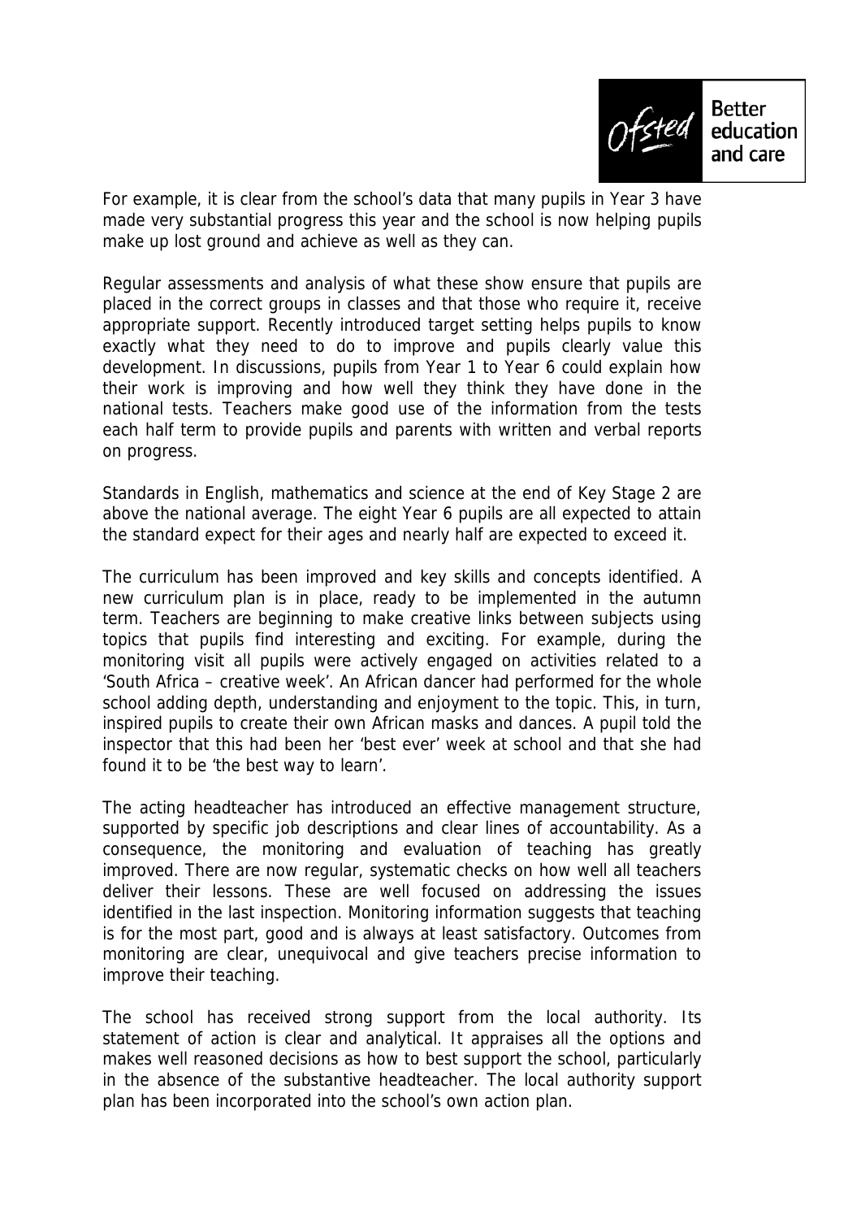For example, it is clear from the school's data that many pupils in Year 3 have made very substantial progress this year and the school is now helping pupils make up lost ground and achieve as well as they can.

Regular assessments and analysis of what these show ensure that pupils are placed in the correct groups in classes and that those who require it, receive appropriate support. Recently introduced target setting helps pupils to know exactly what they need to do to improve and pupils clearly value this development. In discussions, pupils from Year 1 to Year 6 could explain how their work is improving and how well they think they have done in the national tests. Teachers make good use of the information from the tests each half term to provide pupils and parents with written and verbal reports on progress.

Standards in English, mathematics and science at the end of Key Stage 2 are above the national average. The eight Year 6 pupils are all expected to attain the standard expect for their ages and nearly half are expected to exceed it.

The curriculum has been improved and key skills and concepts identified. A new curriculum plan is in place, ready to be implemented in the autumn term. Teachers are beginning to make creative links between subjects using topics that pupils find interesting and exciting. For example, during the monitoring visit all pupils were actively engaged on activities related to a 'South Africa – creative week'. An African dancer had performed for the whole school adding depth, understanding and enjoyment to the topic. This, in turn, inspired pupils to create their own African masks and dances. A pupil told the inspector that this had been her 'best ever' week at school and that she had found it to be 'the best way to learn'.

The acting headteacher has introduced an effective management structure, supported by specific job descriptions and clear lines of accountability. As a consequence, the monitoring and evaluation of teaching has greatly improved. There are now regular, systematic checks on how well all teachers deliver their lessons. These are well focused on addressing the issues identified in the last inspection. Monitoring information suggests that teaching is for the most part, good and is always at least satisfactory. Outcomes from monitoring are clear, unequivocal and give teachers precise information to improve their teaching.

The school has received strong support from the local authority. Its statement of action is clear and analytical. It appraises all the options and makes well reasoned decisions as how to best support the school, particularly in the absence of the substantive headteacher. The local authority support plan has been incorporated into the school's own action plan.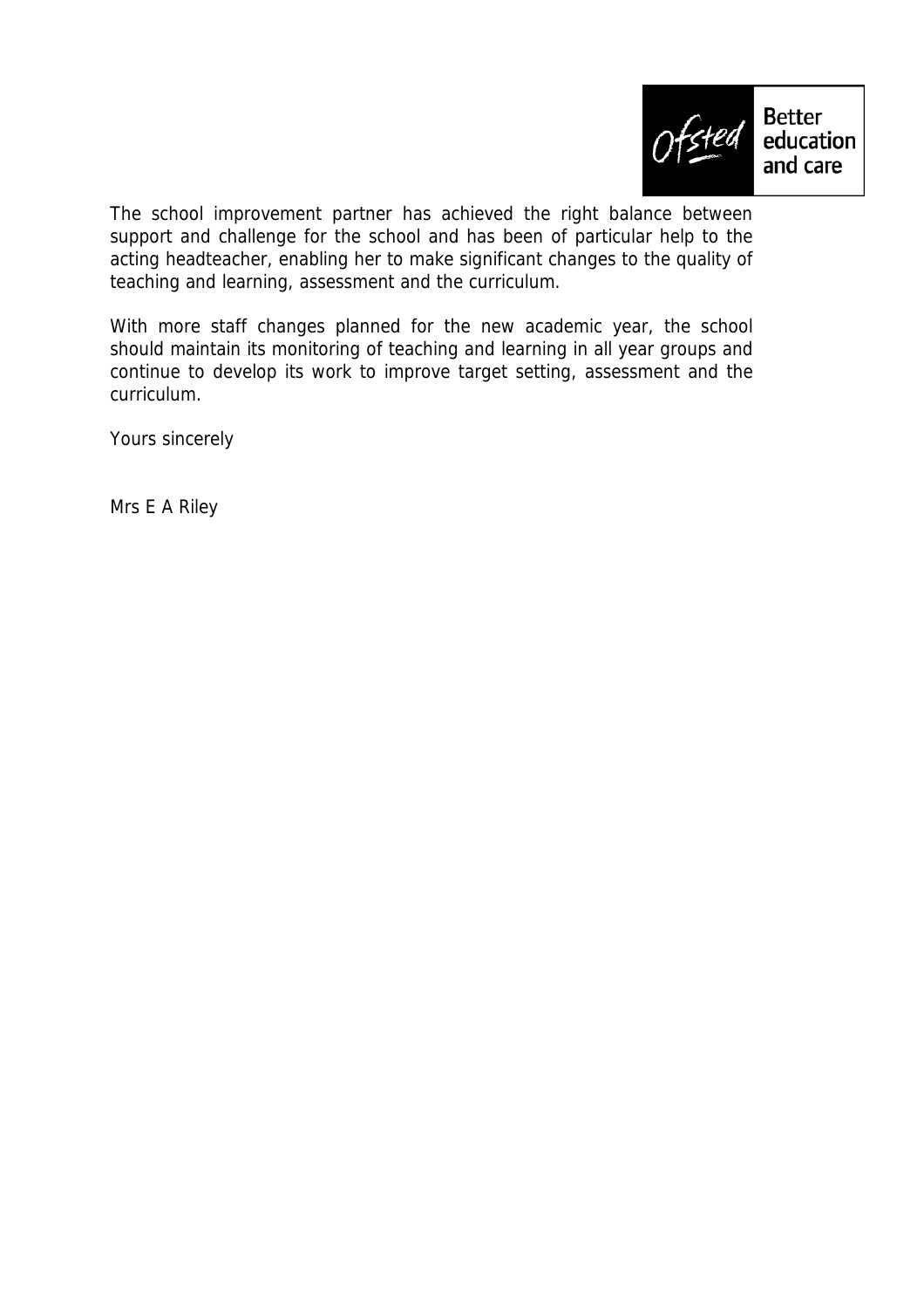The school improvement partner has achieved the right balance between support and challenge for the school and has been of particular help to the acting headteacher, enabling her to make significant changes to the quality of teaching and learning, assessment and the curriculum.

With more staff changes planned for the new academic year, the school should maintain its monitoring of teaching and learning in all year groups and continue to develop its work to improve target setting, assessment and the curriculum.

Yours sincerely

Mrs E A Riley